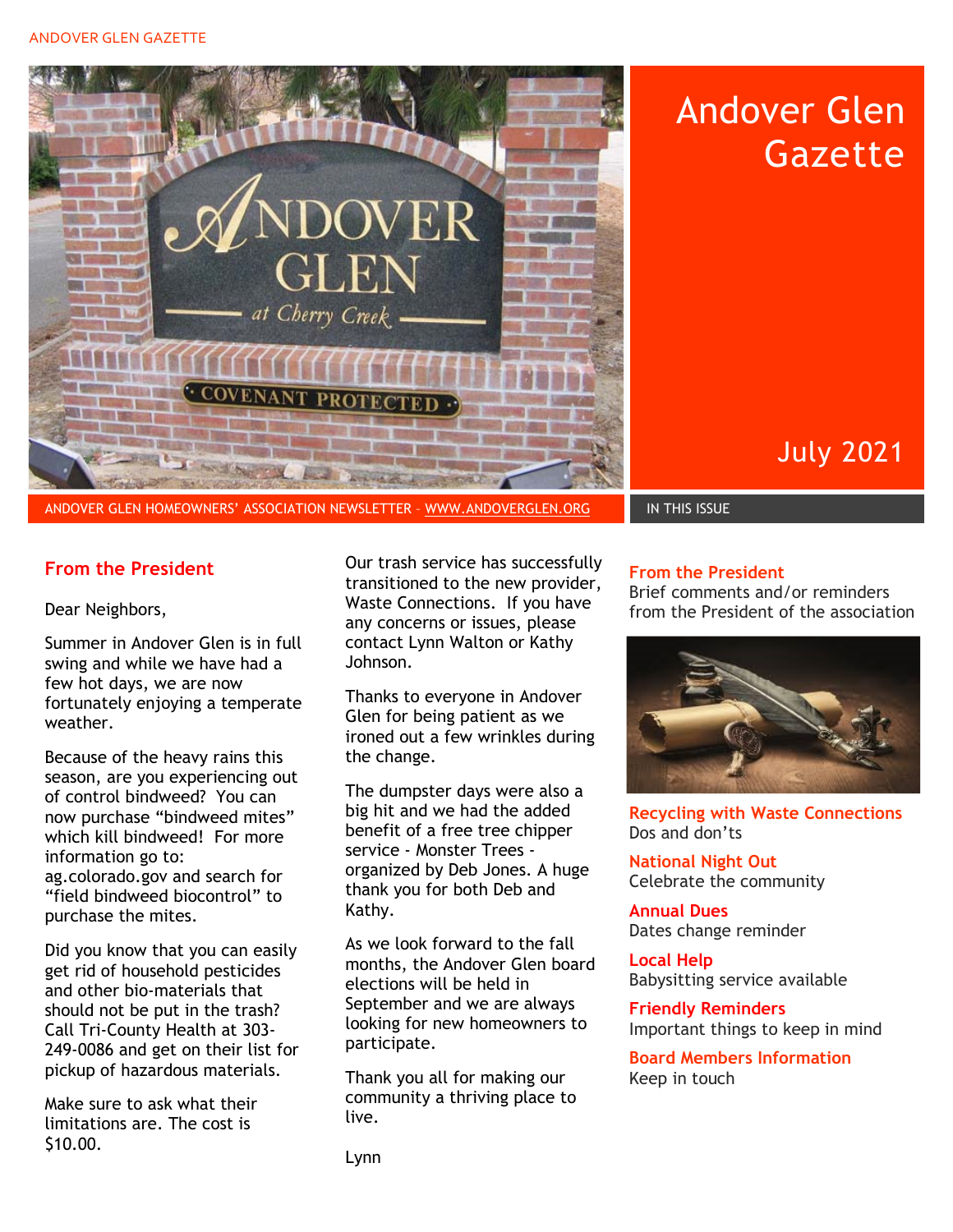# Andover Glen Gazette

July 2021

ANDOVER GLEN HOMEOWNERS' ASSOCIATION NEWSLETTER – WWW.ANDOVERGLEN.ORG

## From the President

Dear Neighbors,

Summer in Andover Glen is in full swing and while we have had a few hot days, we are now fortunately enjoying a temperate weather.

Because of the heavy rains this season, are you experiencing out of control bindweed? You can now purchase "bindweed mites" which kill bindweed! For more information go to: ag.colorado.gov and search for "field bindweed biocontrol" to purchase the mites.

Did you know that you can easily get rid of household pesticides and other bio-materials that should not be put in the trash? Call Tri-County Health at 303-249-0086 and get on their list for pickup of hazardous materials.

Make sure to ask what their limitations are. The cost is $10.00.

Our trash service has successfully transitioned to the new provider, Waste Connections. If you have any concerns or issues, please contact Lynn Walton or Kathy Johnson.

Thanks to everyone in Andover Glen for being patient as we ironed out a few wrinkles during the change.

The dumpster days were also a big hit and we had the added benefit of a free tree chipper service - Monster Trees - organized by Deb Jones. A huge thank you for both Deb and Kathy.

As we look forward to the fall months, the Andover Glen board elections will be held in September and we are always looking for new homeowners to participate.

Thank you all for making our community a thriving place to live.

Lynn

## IN THIS ISSUE

**From the President**
Brief comments and/or reminders from the President of the association

**Recycling with Waste Connections**
Dos and don'ts

**National Night Out**
Celebrate the community

**Annual Dues**
Dates change reminder

**Local Help**
Babysitting service available

**Friendly Reminders**
Important things to keep in mind

**Board Members Information**
Keep in touch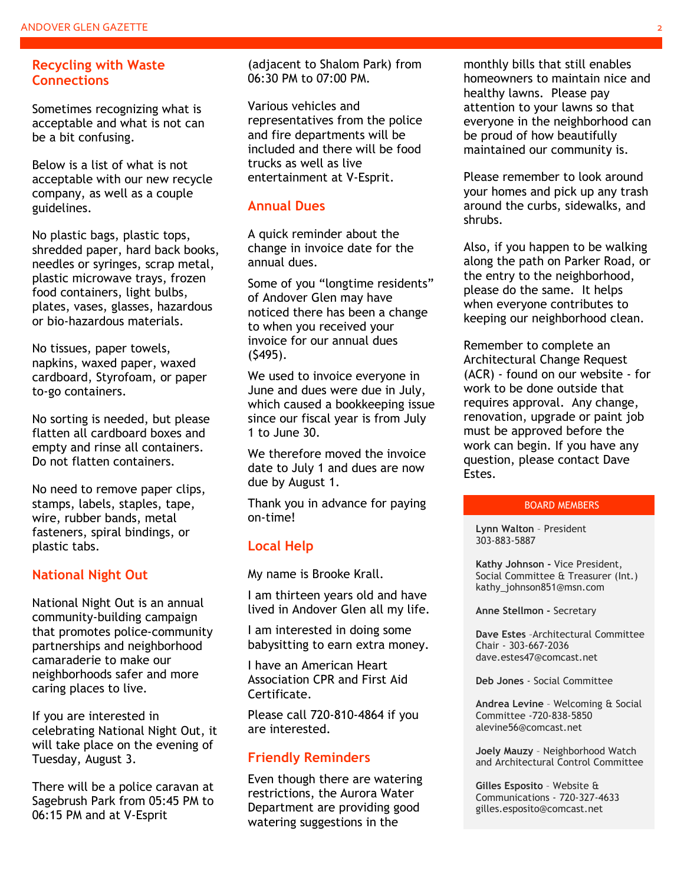## Recycling with Waste Connections

Sometimes recognizing what is acceptable and what is not can be a bit confusing.

Below is a list of what is not acceptable with our new recycle company, as well as a couple guidelines.

No plastic bags, plastic tops, shredded paper, hard back books, needles or syringes, scrap metal, plastic microwave trays, frozen food containers, light bulbs, plates, vases, glasses, hazardous or bio-hazardous materials.

No tissues, paper towels, napkins, waxed paper, waxed cardboard, Styrofoam, or paper to-go containers.

No sorting is needed, but please flatten all cardboard boxes and empty and rinse all containers. Do not flatten containers.

No need to remove paper clips, stamps, labels, staples, tape, wire, rubber bands, metal fasteners, spiral bindings, or plastic tabs.

## National Night Out

National Night Out is an annual community-building campaign that promotes police-community partnerships and neighborhood camaraderie to make our neighborhoods safer and more caring places to live.

If you are interested in celebrating National Night Out, it will take place on the evening of Tuesday, August 3.

There will be a police caravan at Sagebrush Park from 05:45 PM to 06:15 PM and at V-Esprit (adjacent to Shalom Park) from 06:30 PM to 07:00 PM.

Various vehicles and representatives from the police and fire departments will be included and there will be food trucks as well as live entertainment at V-Esprit.

## Annual Dues

A quick reminder about the change in invoice date for the annual dues.

Some of you "longtime residents" of Andover Glen may have noticed there has been a change to when you received your invoice for our annual dues ($495).

We used to invoice everyone in June and dues were due in July, which caused a bookkeeping issue since our fiscal year is from July 1 to June 30.

We therefore moved the invoice date to July 1 and dues are now due by August 1.

Thank you in advance for paying on-time!

## Local Help

My name is Brooke Krall.

I am thirteen years old and have lived in Andover Glen all my life.

I am interested in doing some babysitting to earn extra money.

I have an American Heart Association CPR and First Aid Certificate.

Please call 720-810-4864 if you are interested.

## Friendly Reminders

Even though there are watering restrictions, the Aurora Water Department are providing good watering suggestions in the monthly bills that still enables homeowners to maintain nice and healthy lawns. Please pay attention to your lawns so that everyone in the neighborhood can be proud of how beautifully maintained our community is.

Please remember to look around your homes and pick up any trash around the curbs, sidewalks, and shrubs.

Also, if you happen to be walking along the path on Parker Road, or the entry to the neighborhood, please do the same. It helps when everyone contributes to keeping our neighborhood clean.

Remember to complete an Architectural Change Request (ACR) - found on our website - for work to be done outside that requires approval. Any change, renovation, upgrade or paint job must be approved before the work can begin. If you have any question, please contact Dave Estes.

### BOARD MEMBERS

**Lynn Walton** – President
303-883-5887

**Kathy Johnson -** Vice President, Social Committee & Treasurer (Int.)
kathy_johnson851@msn.com

**Anne Stellmon -** Secretary

**Dave Estes** -Architectural Committee Chair - 303-667-2036
dave.estes47@comcast.net

**Deb Jones** - Social Committee

**Andrea Levine** – Welcoming & Social Committee -720-838-5850
alevine56@comcast.net

**Joely Mauzy** – Neighborhood Watch and Architectural Control Committee

**Gilles Esposito** – Website & Communications - 720-327-4633
gilles.esposito@comcast.net